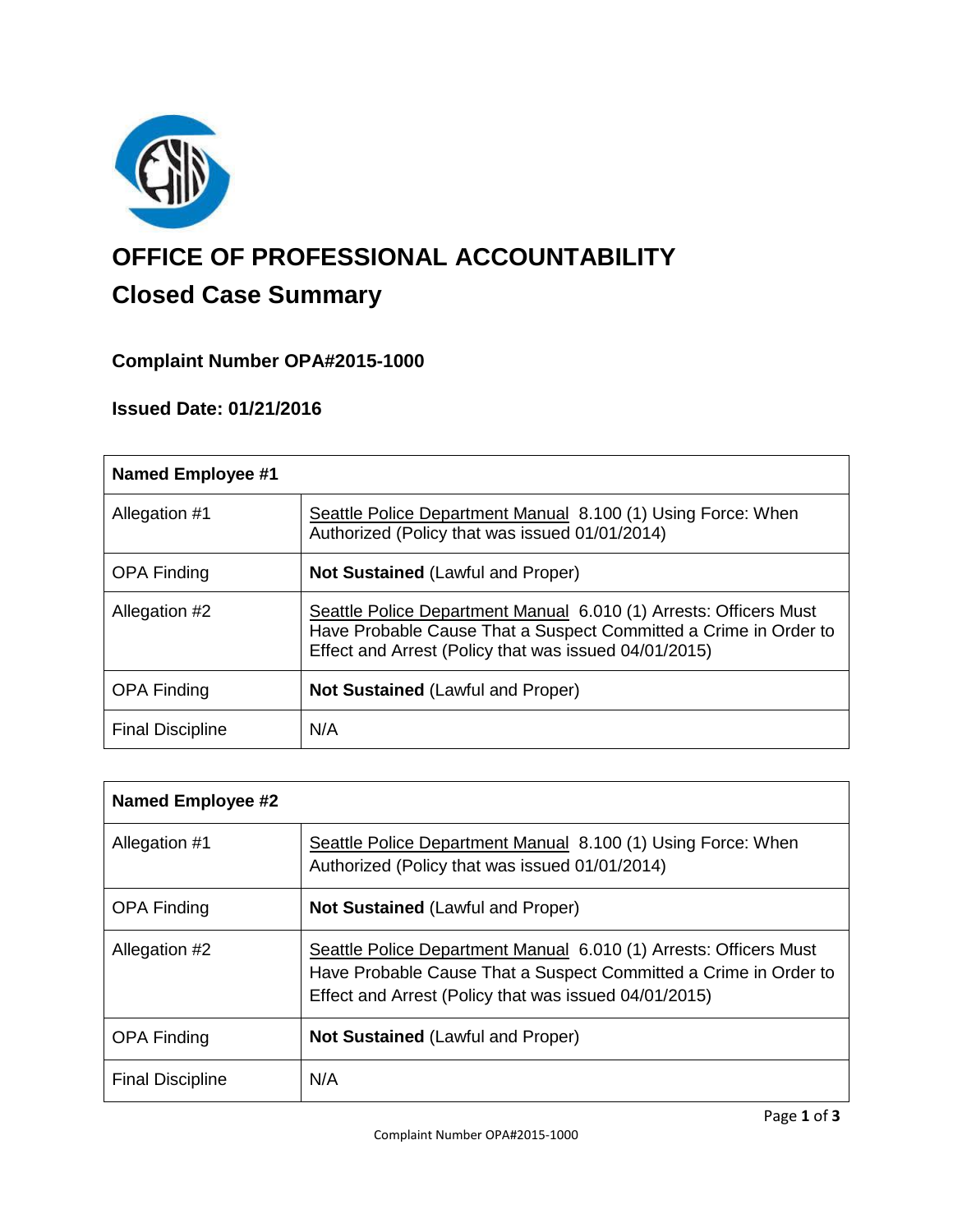# OFFICE OF PROFESSIONAL ACCOUNTABILITY

## Closed Case Summary

### Complaint Number OPA#2015-1000

### Issued Date: 01/21/2016

| **Named Employee #1** | |
|---|---|
| Allegation #1 | Seattle Police Department Manual 8.100 (1) Using Force: When Authorized (Policy that was issued 01/01/2014) |
| OPA Finding | **Not Sustained** (Lawful and Proper) |
| Allegation #2 | Seattle Police Department Manual 6.010 (1) Arrests: Officers Must Have Probable Cause That a Suspect Committed a Crime in Order to Effect and Arrest (Policy that was issued 04/01/2015) |
| OPA Finding | **Not Sustained** (Lawful and Proper) |
| Final Discipline | N/A |

| **Named Employee #2** | |
|---|---|
| Allegation #1 | Seattle Police Department Manual 8.100 (1) Using Force: When Authorized (Policy that was issued 01/01/2014) |
| OPA Finding | **Not Sustained** (Lawful and Proper) |
| Allegation #2 | Seattle Police Department Manual 6.010 (1) Arrests: Officers Must Have Probable Cause That a Suspect Committed a Crime in Order to Effect and Arrest (Policy that was issued 04/01/2015) |
| OPA Finding | **Not Sustained** (Lawful and Proper) |
| Final Discipline | N/A |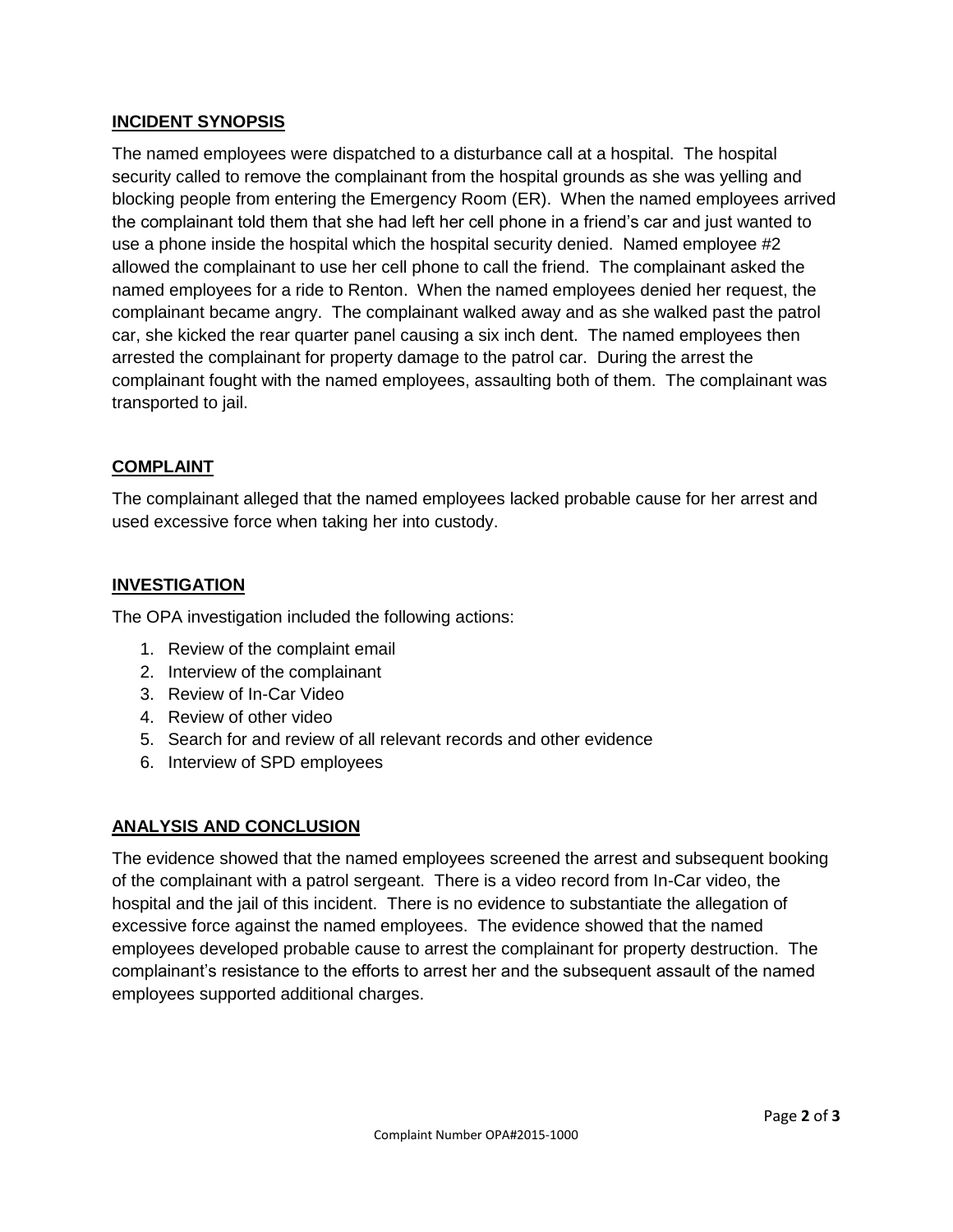## INCIDENT SYNOPSIS

The named employees were dispatched to a disturbance call at a hospital. The hospital security called to remove the complainant from the hospital grounds as she was yelling and blocking people from entering the Emergency Room (ER). When the named employees arrived the complainant told them that she had left her cell phone in a friend's car and just wanted to use a phone inside the hospital which the hospital security denied. Named employee #2 allowed the complainant to use her cell phone to call the friend. The complainant asked the named employees for a ride to Renton. When the named employees denied her request, the complainant became angry. The complainant walked away and as she walked past the patrol car, she kicked the rear quarter panel causing a six inch dent. The named employees then arrested the complainant for property damage to the patrol car. During the arrest the complainant fought with the named employees, assaulting both of them. The complainant was transported to jail.

## COMPLAINT

The complainant alleged that the named employees lacked probable cause for her arrest and used excessive force when taking her into custody.

## INVESTIGATION

The OPA investigation included the following actions:

1. Review of the complaint email
2. Interview of the complainant
3. Review of In-Car Video
4. Review of other video
5. Search for and review of all relevant records and other evidence
6. Interview of SPD employees

## ANALYSIS AND CONCLUSION

The evidence showed that the named employees screened the arrest and subsequent booking of the complainant with a patrol sergeant. There is a video record from In-Car video, the hospital and the jail of this incident. There is no evidence to substantiate the allegation of excessive force against the named employees. The evidence showed that the named employees developed probable cause to arrest the complainant for property destruction. The complainant's resistance to the efforts to arrest her and the subsequent assault of the named employees supported additional charges.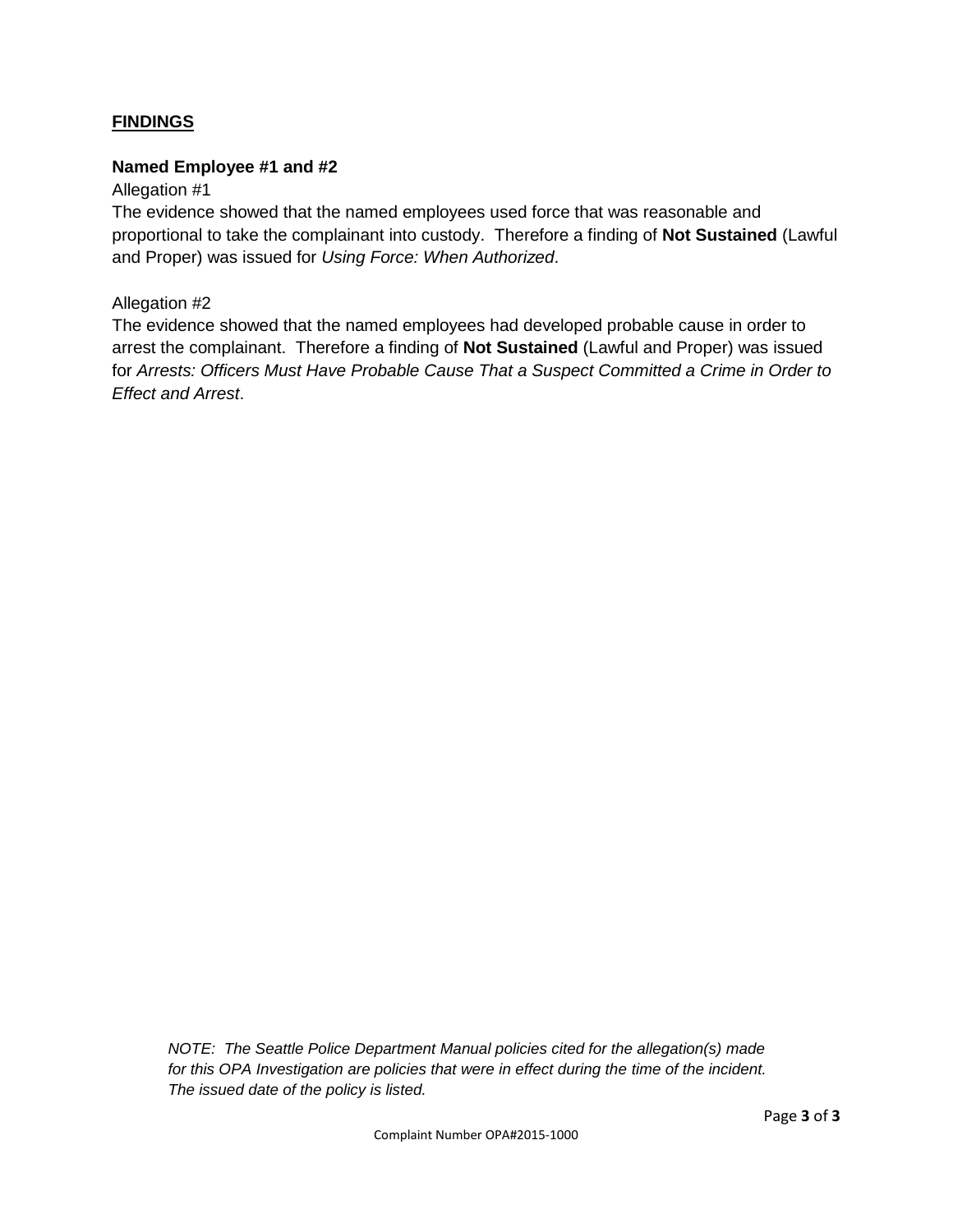## **FINDINGS**

**Named Employee #1 and #2**

Allegation #1

The evidence showed that the named employees used force that was reasonable and proportional to take the complainant into custody. Therefore a finding of **Not Sustained** (Lawful and Proper) was issued for *Using Force: When Authorized*.

Allegation #2

The evidence showed that the named employees had developed probable cause in order to arrest the complainant. Therefore a finding of **Not Sustained** (Lawful and Proper) was issued for *Arrests: Officers Must Have Probable Cause That a Suspect Committed a Crime in Order to Effect and Arrest*.

*NOTE: The Seattle Police Department Manual policies cited for the allegation(s) made for this OPA Investigation are policies that were in effect during the time of the incident. The issued date of the policy is listed.*

Complaint Number OPA#2015-1000